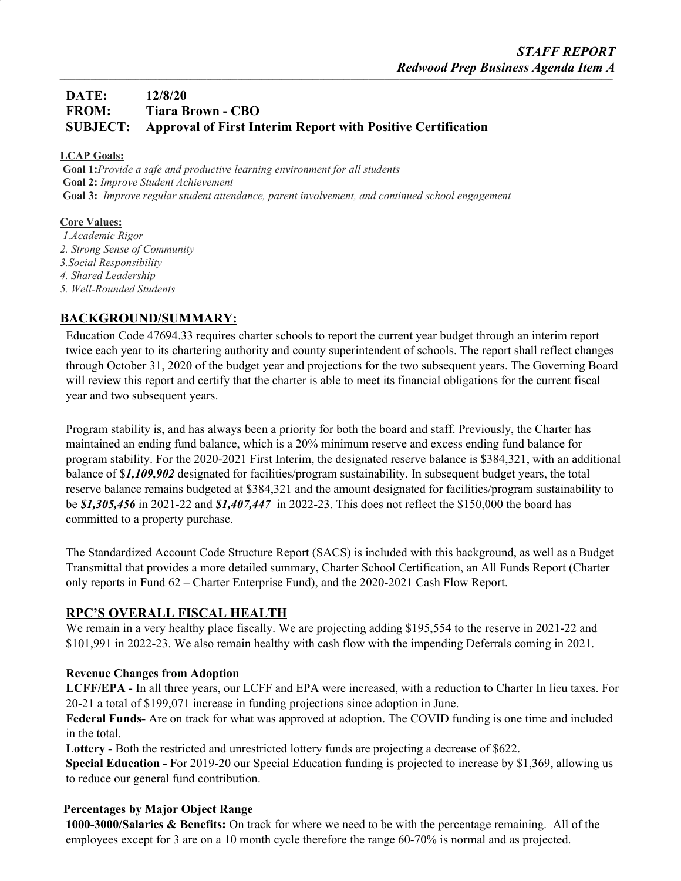***STAFF REPORT***
***Redwood Prep Business Agenda Item A***

---

**DATE:** **12/8/20**
**FROM:** **Tiara Brown - CBO**
**SUBJECT:** **Approval of First Interim Report with Positive Certification**

**LCAP Goals:**
**Goal 1:** *Provide a safe and productive learning environment for all students*
**Goal 2:** *Improve Student Achievement*
**Goal 3:** *Improve regular student attendance, parent involvement, and continued school engagement*

**Core Values:**
*1.Academic Rigor*
*2. Strong Sense of Community*
*3.Social Responsibility*
*4. Shared Leadership*
*5. Well-Rounded Students*

## BACKGROUND/SUMMARY:

Education Code 47694.33 requires charter schools to report the current year budget through an interim report twice each year to its chartering authority and county superintendent of schools. The report shall reflect changes through October 31, 2020 of the budget year and projections for the two subsequent years. The Governing Board will review this report and certify that the charter is able to meet its financial obligations for the current fiscal year and two subsequent years.

Program stability is, and has always been a priority for both the board and staff. Previously, the Charter has maintained an ending fund balance, which is a 20% minimum reserve and excess ending fund balance for program stability. For the 2020-2021 First Interim, the designated reserve balance is $384,321, with an additional balance of $***1,109,902*** designated for facilities/program sustainability. In subsequent budget years, the total reserve balance remains budgeted at $384,321 and the amount designated for facilities/program sustainability to be ***$1,305,456*** in 2021-22 and ***$1,407,447*** in 2022-23. This does not reflect the $150,000 the board has committed to a property purchase.

The Standardized Account Code Structure Report (SACS) is included with this background, as well as a Budget Transmittal that provides a more detailed summary, Charter School Certification, an All Funds Report (Charter only reports in Fund 62 – Charter Enterprise Fund), and the 2020-2021 Cash Flow Report.

## RPC'S OVERALL FISCAL HEALTH

We remain in a very healthy place fiscally. We are projecting adding $195,554 to the reserve in 2021-22 and $101,991 in 2022-23. We also remain healthy with cash flow with the impending Deferrals coming in 2021.

### Revenue Changes from Adoption

**LCFF/EPA** - In all three years, our LCFF and EPA were increased, with a reduction to Charter In lieu taxes. For 20-21 a total of $199,071 increase in funding projections since adoption in June.
**Federal Funds-** Are on track for what was approved at adoption. The COVID funding is one time and included in the total.
**Lottery -** Both the restricted and unrestricted lottery funds are projecting a decrease of $622.
**Special Education -** For 2019-20 our Special Education funding is projected to increase by $1,369, allowing us to reduce our general fund contribution.

### Percentages by Major Object Range

**1000-3000/Salaries & Benefits:** On track for where we need to be with the percentage remaining. All of the employees except for 3 are on a 10 month cycle therefore the range 60-70% is normal and as projected.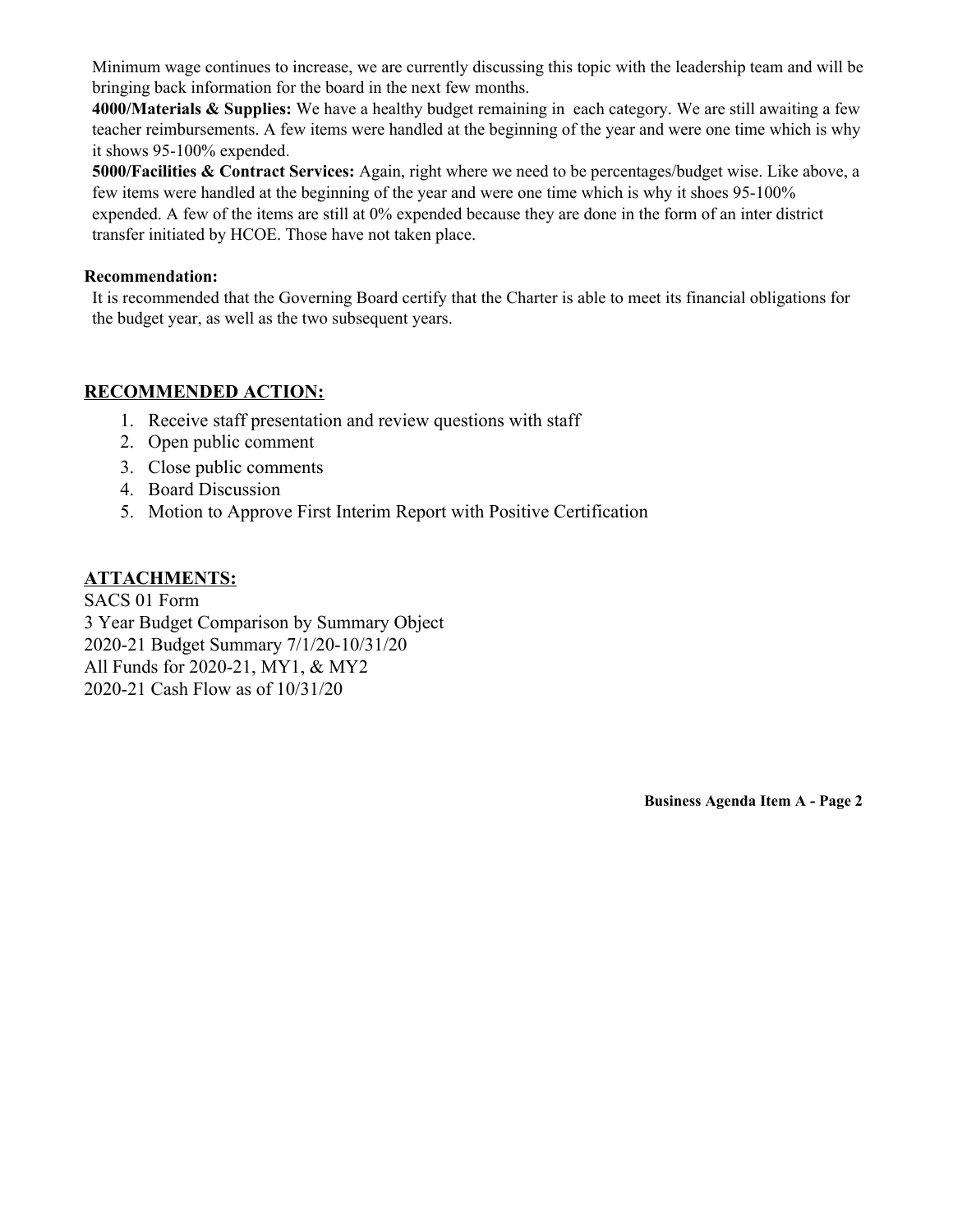Minimum wage continues to increase, we are currently discussing this topic with the leadership team and will be bringing back information for the board in the next few months.

**4000/Materials & Supplies:** We have a healthy budget remaining in each category. We are still awaiting a few teacher reimbursements. A few items were handled at the beginning of the year and were one time which is why it shows 95-100% expended.

**5000/Facilities & Contract Services:** Again, right where we need to be percentages/budget wise. Like above, a few items were handled at the beginning of the year and were one time which is why it shoes 95-100% expended. A few of the items are still at 0% expended because they are done in the form of an inter district transfer initiated by HCOE. Those have not taken place.

**Recommendation:**

It is recommended that the Governing Board certify that the Charter is able to meet its financial obligations for the budget year, as well as the two subsequent years.

## RECOMMENDED ACTION:

1. Receive staff presentation and review questions with staff
2. Open public comment
3. Close public comments
4. Board Discussion
5. Motion to Approve First Interim Report with Positive Certification

## ATTACHMENTS:

SACS 01 Form
3 Year Budget Comparison by Summary Object
2020-21 Budget Summary 7/1/20-10/31/20
All Funds for 2020-21, MY1, & MY2
2020-21 Cash Flow as of 10/31/20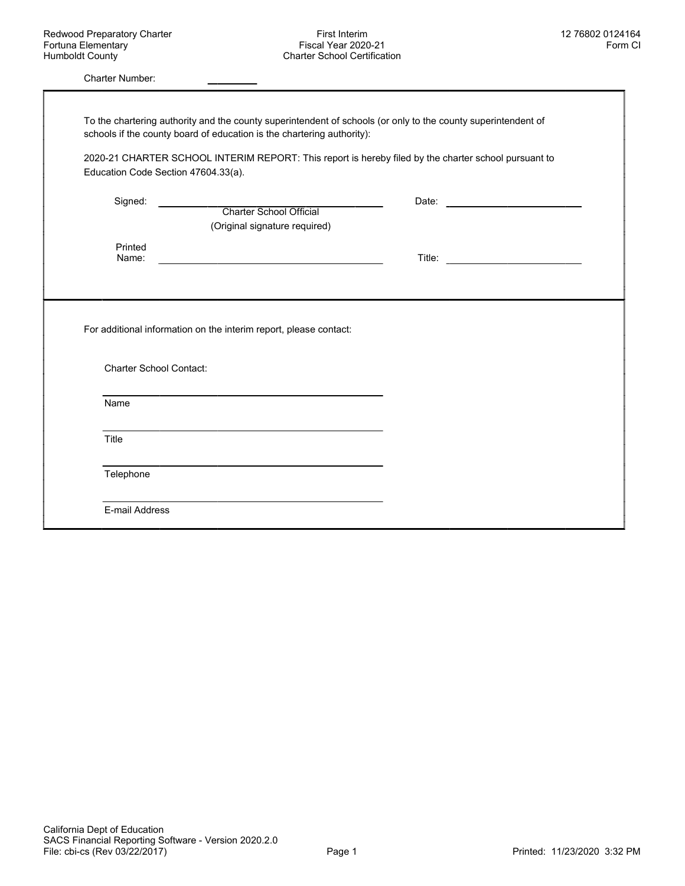Redwood Preparatory Charter
Fortuna Elementary
Humboldt County

First Interim
Fiscal Year 2020-21
Charter School Certification

12 76802 0124164
Form CI

Charter Number: ________

To the chartering authority and the county superintendent of schools (or only to the county superintendent of schools if the county board of education is the chartering authority):

2020-21 CHARTER SCHOOL INTERIM REPORT: This report is hereby filed by the charter school pursuant to Education Code Section 47604.33(a).

Signed: ______________________________ Date: ____________________
Charter School Official
(Original signature required)

Printed Name: ______________________________ Title: ____________________

For additional information on the interim report, please contact:

Charter School Contact:

______________________________
Name

______________________________
Title

______________________________
Telephone

______________________________
E-mail Address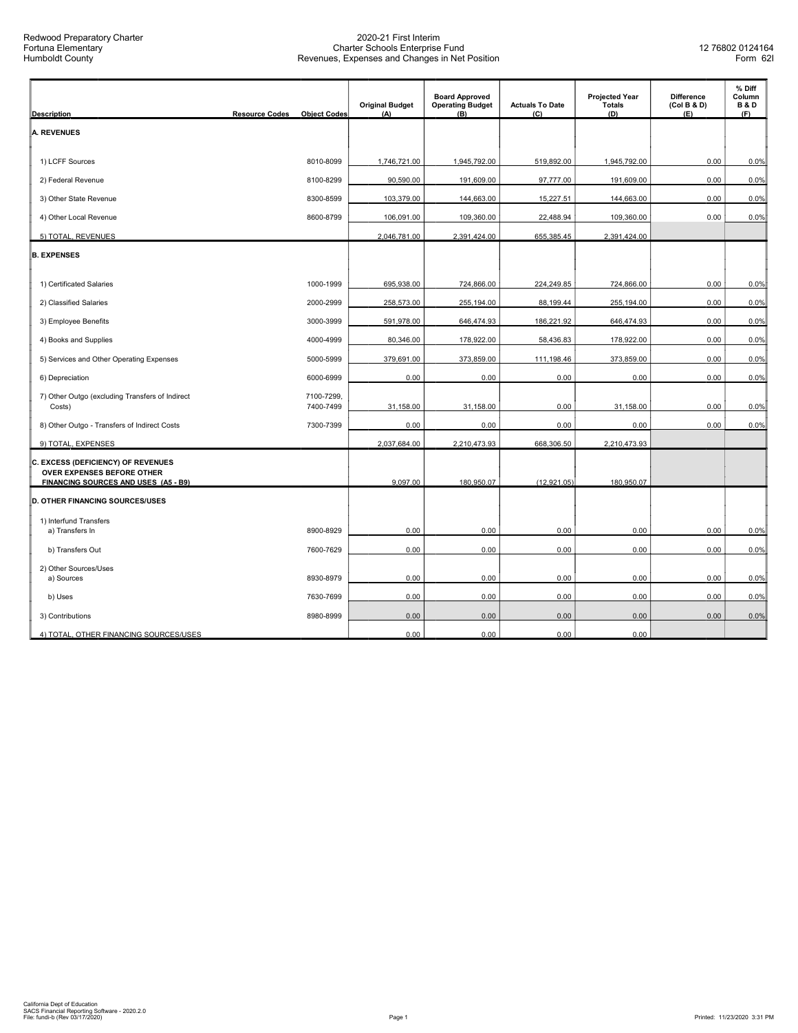Redwood Preparatory Charter
Fortuna Elementary
Humboldt County

2020-21 First Interim
Charter Schools Enterprise Fund
Revenues, Expenses and Changes in Net Position

12 76802 0124164
Form 62I

| Description | Resource Codes | Object Codes | Original Budget (A) | Board Approved Operating Budget (B) | Actuals To Date (C) | Projected Year Totals (D) | Difference (Col B & D) (E) | % Diff Column B & D (F) |
|---|---|---|---|---|---|---|---|---|
| **A. REVENUES** | | | | | | | | |
| 1) LCFF Sources | | 8010-8099 | 1,746,721.00 | 1,945,792.00 | 519,892.00 | 1,945,792.00 | 0.00 | 0.0% |
| 2) Federal Revenue | | 8100-8299 | 90,590.00 | 191,609.00 | 97,777.00 | 191,609.00 | 0.00 | 0.0% |
| 3) Other State Revenue | | 8300-8599 | 103,379.00 | 144,663.00 | 15,227.51 | 144,663.00 | 0.00 | 0.0% |
| 4) Other Local Revenue | | 8600-8799 | 106,091.00 | 109,360.00 | 22,488.94 | 109,360.00 | 0.00 | 0.0% |
| 5) TOTAL, REVENUES | | | 2,046,781.00 | 2,391,424.00 | 655,385.45 | 2,391,424.00 | | |
| **B. EXPENSES** | | | | | | | | |
| 1) Certificated Salaries | | 1000-1999 | 695,938.00 | 724,866.00 | 224,249.85 | 724,866.00 | 0.00 | 0.0% |
| 2) Classified Salaries | | 2000-2999 | 258,573.00 | 255,194.00 | 88,199.44 | 255,194.00 | 0.00 | 0.0% |
| 3) Employee Benefits | | 3000-3999 | 591,978.00 | 646,474.93 | 186,221.92 | 646,474.93 | 0.00 | 0.0% |
| 4) Books and Supplies | | 4000-4999 | 80,346.00 | 178,922.00 | 58,436.83 | 178,922.00 | 0.00 | 0.0% |
| 5) Services and Other Operating Expenses | | 5000-5999 | 379,691.00 | 373,859.00 | 111,198.46 | 373,859.00 | 0.00 | 0.0% |
| 6) Depreciation | | 6000-6999 | 0.00 | 0.00 | 0.00 | 0.00 | 0.00 | 0.0% |
| 7) Other Outgo (excluding Transfers of Indirect Costs) | | 7100-7299, 7400-7499 | 31,158.00 | 31,158.00 | 0.00 | 31,158.00 | 0.00 | 0.0% |
| 8) Other Outgo - Transfers of Indirect Costs | | 7300-7399 | 0.00 | 0.00 | 0.00 | 0.00 | 0.00 | 0.0% |
| 9) TOTAL, EXPENSES | | | 2,037,684.00 | 2,210,473.93 | 668,306.50 | 2,210,473.93 | | |
| **C. EXCESS (DEFICIENCY) OF REVENUES OVER EXPENSES BEFORE OTHER FINANCING SOURCES AND USES (A5 - B9)** | | | 9,097.00 | 180,950.07 | (12,921.05) | 180,950.07 | | |
| **D. OTHER FINANCING SOURCES/USES** | | | | | | | | |
| 1) Interfund Transfers a) Transfers In | | 8900-8929 | 0.00 | 0.00 | 0.00 | 0.00 | 0.00 | 0.0% |
| b) Transfers Out | | 7600-7629 | 0.00 | 0.00 | 0.00 | 0.00 | 0.00 | 0.0% |
| 2) Other Sources/Uses a) Sources | | 8930-8979 | 0.00 | 0.00 | 0.00 | 0.00 | 0.00 | 0.0% |
| b) Uses | | 7630-7699 | 0.00 | 0.00 | 0.00 | 0.00 | 0.00 | 0.0% |
| 3) Contributions | | 8980-8999 | 0.00 | 0.00 | 0.00 | 0.00 | 0.00 | 0.0% |
| 4) TOTAL, OTHER FINANCING SOURCES/USES | | | 0.00 | 0.00 | 0.00 | 0.00 | | |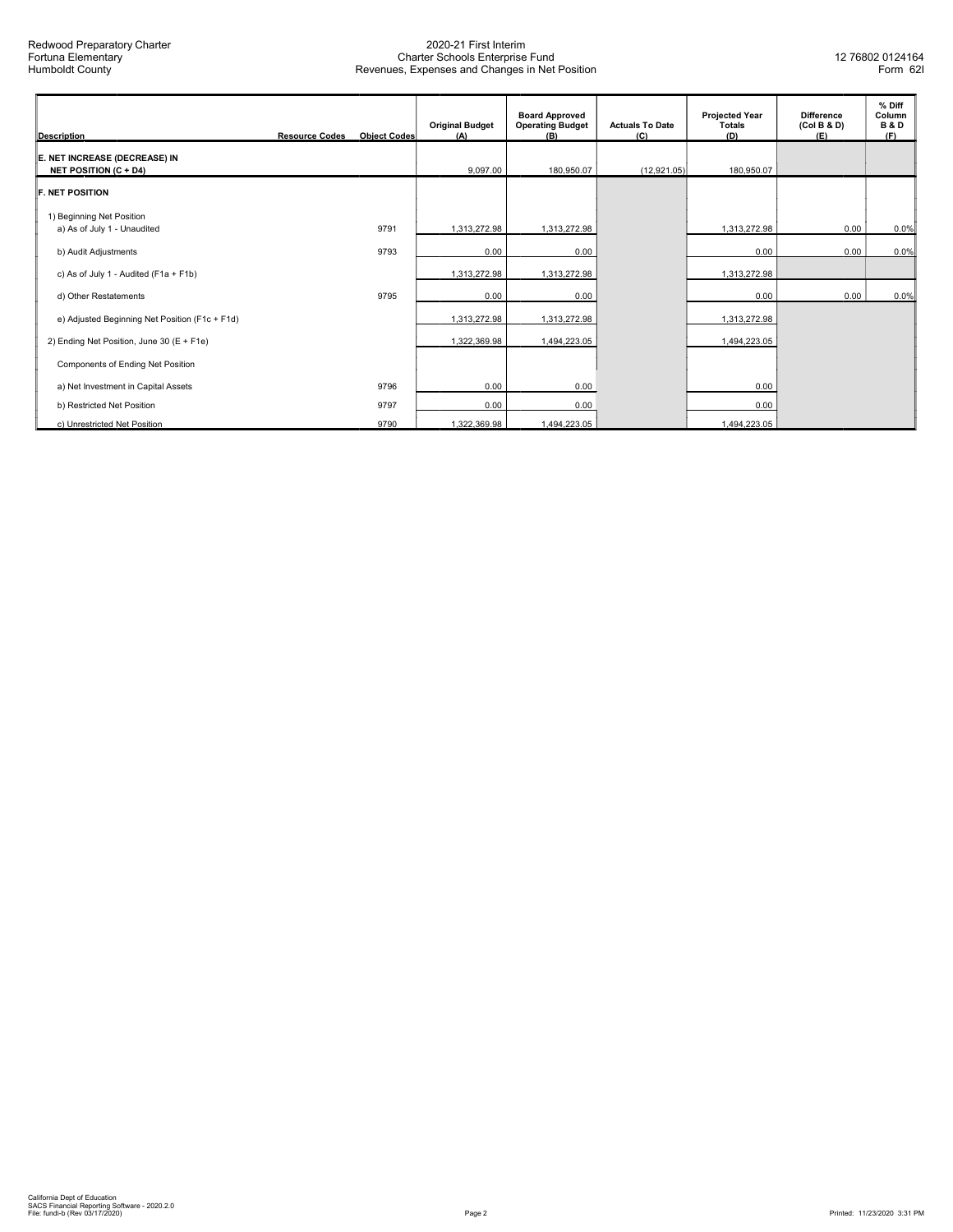Redwood Preparatory Charter
Fortuna Elementary
Humboldt County

2020-21 First Interim
Charter Schools Enterprise Fund
Revenues, Expenses and Changes in Net Position

12 76802 0124164
Form 62I

| Description | Resource Codes | Object Codes | Original Budget (A) | Board Approved Operating Budget (B) | Actuals To Date (C) | Projected Year Totals (D) | Difference (Col B & D) (E) | % Diff Column B & D (F) |
|---|---|---|---|---|---|---|---|---|
| **E. NET INCREASE (DECREASE) IN NET POSITION (C + D4)** | | | 9,097.00 | 180,950.07 | (12,921.05) | 180,950.07 | | |
| **F. NET POSITION** | | | | | | | | |
| 1) Beginning Net Position | | | | | | | | |
| a) As of July 1 - Unaudited | | 9791 | 1,313,272.98 | 1,313,272.98 | | 1,313,272.98 | 0.00 | 0.0% |
| b) Audit Adjustments | | 9793 | 0.00 | 0.00 | | 0.00 | 0.00 | 0.0% |
| c) As of July 1 - Audited (F1a + F1b) | | | 1,313,272.98 | 1,313,272.98 | | 1,313,272.98 | | |
| d) Other Restatements | | 9795 | 0.00 | 0.00 | | 0.00 | 0.00 | 0.0% |
| e) Adjusted Beginning Net Position (F1c + F1d) | | | 1,313,272.98 | 1,313,272.98 | | 1,313,272.98 | | |
| 2) Ending Net Position, June 30 (E + F1e) | | | 1,322,369.98 | 1,494,223.05 | | 1,494,223.05 | | |
| Components of Ending Net Position | | | | | | | | |
| a) Net Investment in Capital Assets | | 9796 | 0.00 | 0.00 | | 0.00 | | |
| b) Restricted Net Position | | 9797 | 0.00 | 0.00 | | 0.00 | | |
| c) Unrestricted Net Position | | 9790 | 1,322,369.98 | 1,494,223.05 | | 1,494,223.05 | | |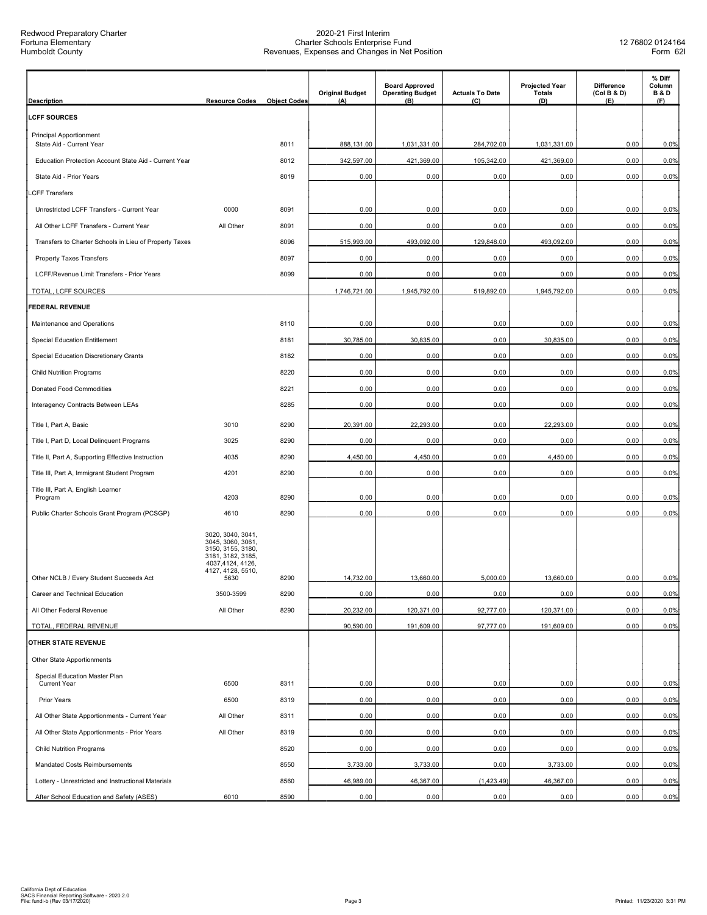Redwood Preparatory Charter
Fortuna Elementary
Humboldt County

2020-21 First Interim
Charter Schools Enterprise Fund
Revenues, Expenses and Changes in Net Position

12 76802 0124164
Form 62I

| Description | Resource Codes | Object Codes | Original Budget (A) | Board Approved Operating Budget (B) | Actuals To Date (C) | Projected Year Totals (D) | Difference (Col B & D) (E) | % Diff Column B & D (F) |
|---|---|---|---|---|---|---|---|---|
| **LCFF SOURCES** | | | | | | | | |
| Principal Apportionment | | | | | | | | |
| State Aid - Current Year | | 8011 | 888,131.00 | 1,031,331.00 | 284,702.00 | 1,031,331.00 | 0.00 | 0.0% |
| Education Protection Account State Aid - Current Year | | 8012 | 342,597.00 | 421,369.00 | 105,342.00 | 421,369.00 | 0.00 | 0.0% |
| State Aid - Prior Years | | 8019 | 0.00 | 0.00 | 0.00 | 0.00 | 0.00 | 0.0% |
| LCFF Transfers | | | | | | | | |
| Unrestricted LCFF Transfers - Current Year | 0000 | 8091 | 0.00 | 0.00 | 0.00 | 0.00 | 0.00 | 0.0% |
| All Other LCFF Transfers - Current Year | All Other | 8091 | 0.00 | 0.00 | 0.00 | 0.00 | 0.00 | 0.0% |
| Transfers to Charter Schools in Lieu of Property Taxes | | 8096 | 515,993.00 | 493,092.00 | 129,848.00 | 493,092.00 | 0.00 | 0.0% |
| Property Taxes Transfers | | 8097 | 0.00 | 0.00 | 0.00 | 0.00 | 0.00 | 0.0% |
| LCFF/Revenue Limit Transfers - Prior Years | | 8099 | 0.00 | 0.00 | 0.00 | 0.00 | 0.00 | 0.0% |
| TOTAL, LCFF SOURCES | | | 1,746,721.00 | 1,945,792.00 | 519,892.00 | 1,945,792.00 | 0.00 | 0.0% |
| **FEDERAL REVENUE** | | | | | | | | |
| Maintenance and Operations | | 8110 | 0.00 | 0.00 | 0.00 | 0.00 | 0.00 | 0.0% |
| Special Education Entitlement | | 8181 | 30,785.00 | 30,835.00 | 0.00 | 30,835.00 | 0.00 | 0.0% |
| Special Education Discretionary Grants | | 8182 | 0.00 | 0.00 | 0.00 | 0.00 | 0.00 | 0.0% |
| Child Nutrition Programs | | 8220 | 0.00 | 0.00 | 0.00 | 0.00 | 0.00 | 0.0% |
| Donated Food Commodities | | 8221 | 0.00 | 0.00 | 0.00 | 0.00 | 0.00 | 0.0% |
| Interagency Contracts Between LEAs | | 8285 | 0.00 | 0.00 | 0.00 | 0.00 | 0.00 | 0.0% |
| Title I, Part A, Basic | 3010 | 8290 | 20,391.00 | 22,293.00 | 0.00 | 22,293.00 | 0.00 | 0.0% |
| Title I, Part D, Local Delinquent Programs | 3025 | 8290 | 0.00 | 0.00 | 0.00 | 0.00 | 0.00 | 0.0% |
| Title II, Part A, Supporting Effective Instruction | 4035 | 8290 | 4,450.00 | 4,450.00 | 0.00 | 4,450.00 | 0.00 | 0.0% |
| Title III, Part A, Immigrant Student Program | 4201 | 8290 | 0.00 | 0.00 | 0.00 | 0.00 | 0.00 | 0.0% |
| Title III, Part A, English Learner Program | 4203 | 8290 | 0.00 | 0.00 | 0.00 | 0.00 | 0.00 | 0.0% |
| Public Charter Schools Grant Program (PCSGP) | 4610 | 8290 | 0.00 | 0.00 | 0.00 | 0.00 | 0.00 | 0.0% |
| Other NCLB / Every Student Succeeds Act | 3020, 3040, 3041, 3045, 3060, 3061, 3150, 3155, 3180, 3181, 3182, 3185, 4037,4124, 4126, 4127, 4128, 5510, 5630 | 8290 | 14,732.00 | 13,660.00 | 5,000.00 | 13,660.00 | 0.00 | 0.0% |
| Career and Technical Education | 3500-3599 | 8290 | 0.00 | 0.00 | 0.00 | 0.00 | 0.00 | 0.0% |
| All Other Federal Revenue | All Other | 8290 | 20,232.00 | 120,371.00 | 92,777.00 | 120,371.00 | 0.00 | 0.0% |
| TOTAL, FEDERAL REVENUE | | | 90,590.00 | 191,609.00 | 97,777.00 | 191,609.00 | 0.00 | 0.0% |
| **OTHER STATE REVENUE** | | | | | | | | |
| Other State Apportionments | | | | | | | | |
| Special Education Master Plan Current Year | 6500 | 8311 | 0.00 | 0.00 | 0.00 | 0.00 | 0.00 | 0.0% |
| Prior Years | 6500 | 8319 | 0.00 | 0.00 | 0.00 | 0.00 | 0.00 | 0.0% |
| All Other State Apportionments - Current Year | All Other | 8311 | 0.00 | 0.00 | 0.00 | 0.00 | 0.00 | 0.0% |
| All Other State Apportionments - Prior Years | All Other | 8319 | 0.00 | 0.00 | 0.00 | 0.00 | 0.00 | 0.0% |
| Child Nutrition Programs | | 8520 | 0.00 | 0.00 | 0.00 | 0.00 | 0.00 | 0.0% |
| Mandated Costs Reimbursements | | 8550 | 3,733.00 | 3,733.00 | 0.00 | 3,733.00 | 0.00 | 0.0% |
| Lottery - Unrestricted and Instructional Materials | | 8560 | 46,989.00 | 46,367.00 | (1,423.49) | 46,367.00 | 0.00 | 0.0% |
| After School Education and Safety (ASES) | 6010 | 8590 | 0.00 | 0.00 | 0.00 | 0.00 | 0.00 | 0.0% |

California Dept of Education
SACS Financial Reporting Software - 2020.2.0
File: fundi-b (Rev 03/17/2020)

Printed: 11/23/2020 3:31 PM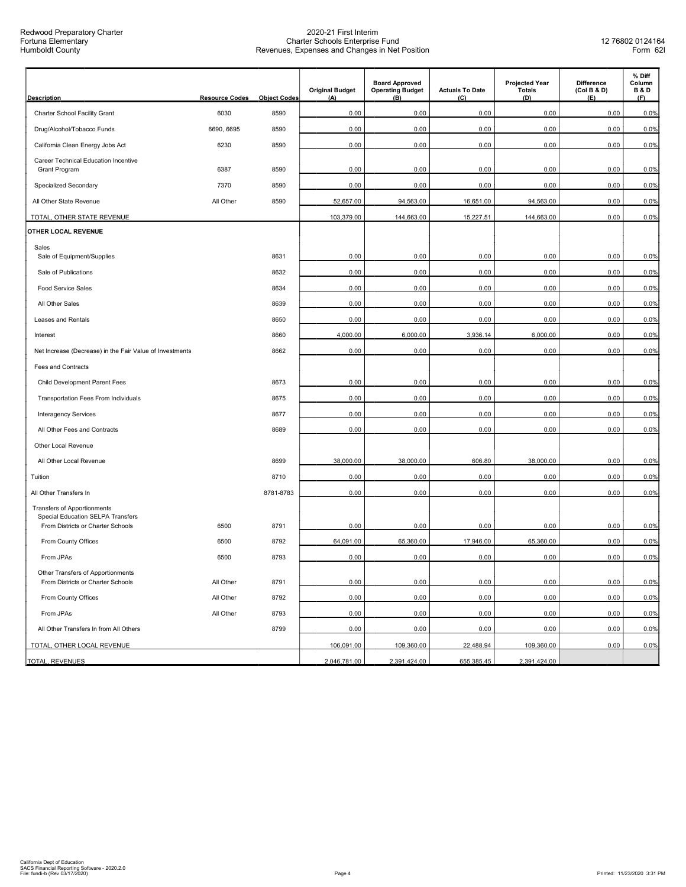Redwood Preparatory Charter
Fortuna Elementary
Humboldt County

2020-21 First Interim
Charter Schools Enterprise Fund
Revenues, Expenses and Changes in Net Position

12 76802 0124164
Form 62I

| Description | Resource Codes | Object Codes | Original Budget (A) | Board Approved Operating Budget (B) | Actuals To Date (C) | Projected Year Totals (D) | Difference (Col B & D) (E) | % Diff Column B & D (F) |
|---|---|---|---|---|---|---|---|---|
| Charter School Facility Grant | 6030 | 8590 | 0.00 | 0.00 | 0.00 | 0.00 | 0.00 | 0.0% |
| Drug/Alcohol/Tobacco Funds | 6690, 6695 | 8590 | 0.00 | 0.00 | 0.00 | 0.00 | 0.00 | 0.0% |
| California Clean Energy Jobs Act | 6230 | 8590 | 0.00 | 0.00 | 0.00 | 0.00 | 0.00 | 0.0% |
| Career Technical Education Incentive Grant Program | 6387 | 8590 | 0.00 | 0.00 | 0.00 | 0.00 | 0.00 | 0.0% |
| Specialized Secondary | 7370 | 8590 | 0.00 | 0.00 | 0.00 | 0.00 | 0.00 | 0.0% |
| All Other State Revenue | All Other | 8590 | 52,657.00 | 94,563.00 | 16,651.00 | 94,563.00 | 0.00 | 0.0% |
| TOTAL, OTHER STATE REVENUE | | | 103,379.00 | 144,663.00 | 15,227.51 | 144,663.00 | 0.00 | 0.0% |
| **OTHER LOCAL REVENUE** | | | | | | | | |
| Sales | | | | | | | | |
| Sale of Equipment/Supplies | | 8631 | 0.00 | 0.00 | 0.00 | 0.00 | 0.00 | 0.0% |
| Sale of Publications | | 8632 | 0.00 | 0.00 | 0.00 | 0.00 | 0.00 | 0.0% |
| Food Service Sales | | 8634 | 0.00 | 0.00 | 0.00 | 0.00 | 0.00 | 0.0% |
| All Other Sales | | 8639 | 0.00 | 0.00 | 0.00 | 0.00 | 0.00 | 0.0% |
| Leases and Rentals | | 8650 | 0.00 | 0.00 | 0.00 | 0.00 | 0.00 | 0.0% |
| Interest | | 8660 | 4,000.00 | 6,000.00 | 3,936.14 | 6,000.00 | 0.00 | 0.0% |
| Net Increase (Decrease) in the Fair Value of Investments | | 8662 | 0.00 | 0.00 | 0.00 | 0.00 | 0.00 | 0.0% |
| Fees and Contracts | | | | | | | | |
| Child Development Parent Fees | | 8673 | 0.00 | 0.00 | 0.00 | 0.00 | 0.00 | 0.0% |
| Transportation Fees From Individuals | | 8675 | 0.00 | 0.00 | 0.00 | 0.00 | 0.00 | 0.0% |
| Interagency Services | | 8677 | 0.00 | 0.00 | 0.00 | 0.00 | 0.00 | 0.0% |
| All Other Fees and Contracts | | 8689 | 0.00 | 0.00 | 0.00 | 0.00 | 0.00 | 0.0% |
| Other Local Revenue | | | | | | | | |
| All Other Local Revenue | | 8699 | 38,000.00 | 38,000.00 | 606.80 | 38,000.00 | 0.00 | 0.0% |
| Tuition | | 8710 | 0.00 | 0.00 | 0.00 | 0.00 | 0.00 | 0.0% |
| All Other Transfers In | | 8781-8783 | 0.00 | 0.00 | 0.00 | 0.00 | 0.00 | 0.0% |
| Transfers of Apportionments | | | | | | | | |
| Special Education SELPA Transfers | | | | | | | | |
| From Districts or Charter Schools | 6500 | 8791 | 0.00 | 0.00 | 0.00 | 0.00 | 0.00 | 0.0% |
| From County Offices | 6500 | 8792 | 64,091.00 | 65,360.00 | 17,946.00 | 65,360.00 | 0.00 | 0.0% |
| From JPAs | 6500 | 8793 | 0.00 | 0.00 | 0.00 | 0.00 | 0.00 | 0.0% |
| Other Transfers of Apportionments | | | | | | | | |
| From Districts or Charter Schools | All Other | 8791 | 0.00 | 0.00 | 0.00 | 0.00 | 0.00 | 0.0% |
| From County Offices | All Other | 8792 | 0.00 | 0.00 | 0.00 | 0.00 | 0.00 | 0.0% |
| From JPAs | All Other | 8793 | 0.00 | 0.00 | 0.00 | 0.00 | 0.00 | 0.0% |
| All Other Transfers In from All Others | | 8799 | 0.00 | 0.00 | 0.00 | 0.00 | 0.00 | 0.0% |
| TOTAL, OTHER LOCAL REVENUE | | | 106,091.00 | 109,360.00 | 22,488.94 | 109,360.00 | 0.00 | 0.0% |
| TOTAL, REVENUES | | | 2,046,781.00 | 2,391,424.00 | 655,385.45 | 2,391,424.00 | | |

California Dept of Education
SACS Financial Reporting Software - 2020.2.0
File: fundi-b (Rev 03/17/2020)

Printed: 11/23/2020 3:31 PM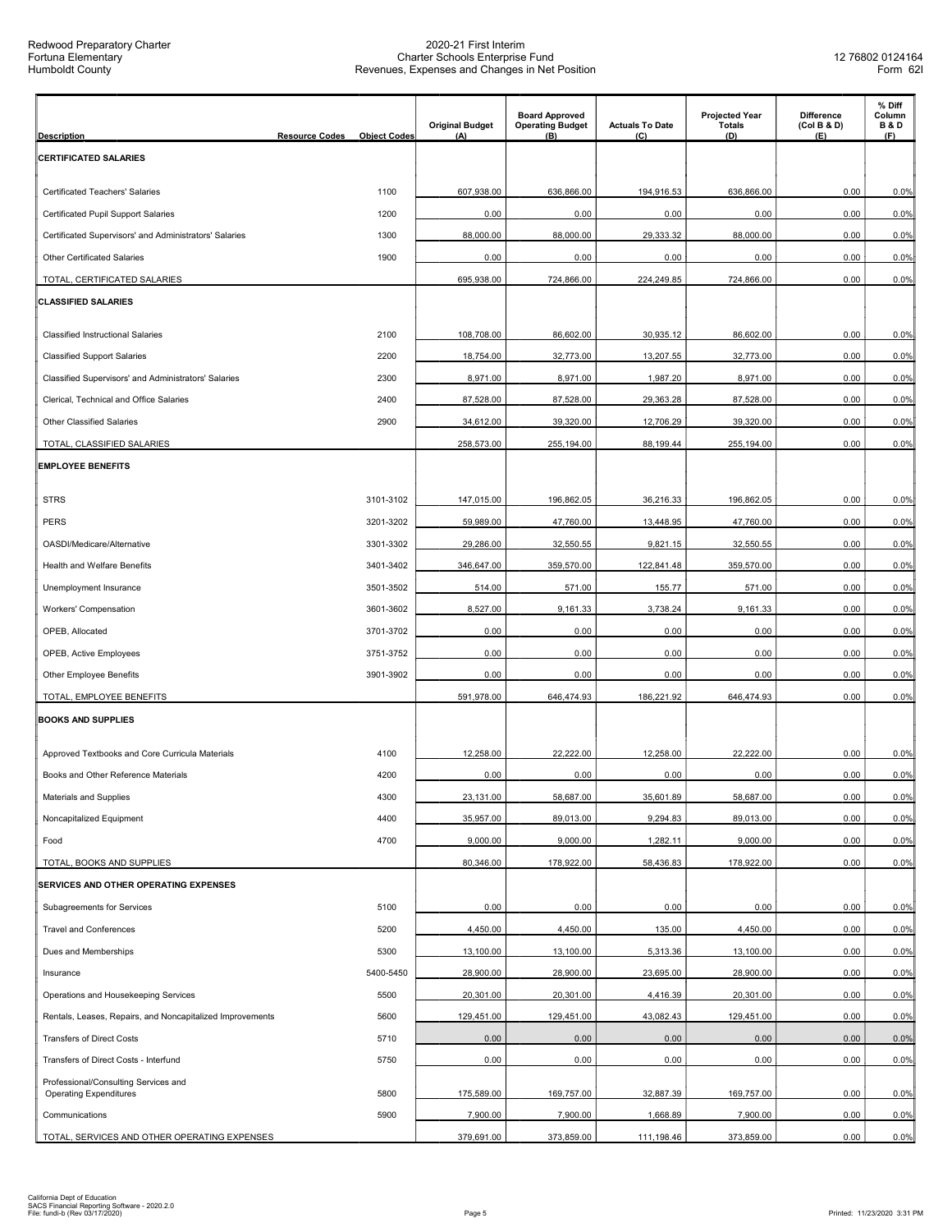Redwood Preparatory Charter
Fortuna Elementary
Humboldt County

2020-21 First Interim
Charter Schools Enterprise Fund
Revenues, Expenses and Changes in Net Position

12 76802 0124164
Form 62I

| Description | Resource Codes | Object Codes | Original Budget (A) | Board Approved Operating Budget (B) | Actuals To Date (C) | Projected Year Totals (D) | Difference (Col B & D) (E) | % Diff Column B & D (F) |
|---|---|---|---|---|---|---|---|---|
| **CERTIFICATED SALARIES** | | | | | | | | |
| Certificated Teachers' Salaries | | 1100 | 607,938.00 | 636,866.00 | 194,916.53 | 636,866.00 | 0.00 | 0.0% |
| Certificated Pupil Support Salaries | | 1200 | 0.00 | 0.00 | 0.00 | 0.00 | 0.00 | 0.0% |
| Certificated Supervisors' and Administrators' Salaries | | 1300 | 88,000.00 | 88,000.00 | 29,333.32 | 88,000.00 | 0.00 | 0.0% |
| Other Certificated Salaries | | 1900 | 0.00 | 0.00 | 0.00 | 0.00 | 0.00 | 0.0% |
| TOTAL, CERTIFICATED SALARIES | | | 695,938.00 | 724,866.00 | 224,249.85 | 724,866.00 | 0.00 | 0.0% |
| **CLASSIFIED SALARIES** | | | | | | | | |
| Classified Instructional Salaries | | 2100 | 108,708.00 | 86,602.00 | 30,935.12 | 86,602.00 | 0.00 | 0.0% |
| Classified Support Salaries | | 2200 | 18,754.00 | 32,773.00 | 13,207.55 | 32,773.00 | 0.00 | 0.0% |
| Classified Supervisors' and Administrators' Salaries | | 2300 | 8,971.00 | 8,971.00 | 1,987.20 | 8,971.00 | 0.00 | 0.0% |
| Clerical, Technical and Office Salaries | | 2400 | 87,528.00 | 87,528.00 | 29,363.28 | 87,528.00 | 0.00 | 0.0% |
| Other Classified Salaries | | 2900 | 34,612.00 | 39,320.00 | 12,706.29 | 39,320.00 | 0.00 | 0.0% |
| TOTAL, CLASSIFIED SALARIES | | | 258,573.00 | 255,194.00 | 88,199.44 | 255,194.00 | 0.00 | 0.0% |
| **EMPLOYEE BENEFITS** | | | | | | | | |
| STRS | | 3101-3102 | 147,015.00 | 196,862.05 | 36,216.33 | 196,862.05 | 0.00 | 0.0% |
| PERS | | 3201-3202 | 59,989.00 | 47,760.00 | 13,448.95 | 47,760.00 | 0.00 | 0.0% |
| OASDI/Medicare/Alternative | | 3301-3302 | 29,286.00 | 32,550.55 | 9,821.15 | 32,550.55 | 0.00 | 0.0% |
| Health and Welfare Benefits | | 3401-3402 | 346,647.00 | 359,570.00 | 122,841.48 | 359,570.00 | 0.00 | 0.0% |
| Unemployment Insurance | | 3501-3502 | 514.00 | 571.00 | 155.77 | 571.00 | 0.00 | 0.0% |
| Workers' Compensation | | 3601-3602 | 8,527.00 | 9,161.33 | 3,738.24 | 9,161.33 | 0.00 | 0.0% |
| OPEB, Allocated | | 3701-3702 | 0.00 | 0.00 | 0.00 | 0.00 | 0.00 | 0.0% |
| OPEB, Active Employees | | 3751-3752 | 0.00 | 0.00 | 0.00 | 0.00 | 0.00 | 0.0% |
| Other Employee Benefits | | 3901-3902 | 0.00 | 0.00 | 0.00 | 0.00 | 0.00 | 0.0% |
| TOTAL, EMPLOYEE BENEFITS | | | 591,978.00 | 646,474.93 | 186,221.92 | 646,474.93 | 0.00 | 0.0% |
| **BOOKS AND SUPPLIES** | | | | | | | | |
| Approved Textbooks and Core Curricula Materials | | 4100 | 12,258.00 | 22,222.00 | 12,258.00 | 22,222.00 | 0.00 | 0.0% |
| Books and Other Reference Materials | | 4200 | 0.00 | 0.00 | 0.00 | 0.00 | 0.00 | 0.0% |
| Materials and Supplies | | 4300 | 23,131.00 | 58,687.00 | 35,601.89 | 58,687.00 | 0.00 | 0.0% |
| Noncapitalized Equipment | | 4400 | 35,957.00 | 89,013.00 | 9,294.83 | 89,013.00 | 0.00 | 0.0% |
| Food | | 4700 | 9,000.00 | 9,000.00 | 1,282.11 | 9,000.00 | 0.00 | 0.0% |
| TOTAL, BOOKS AND SUPPLIES | | | 80,346.00 | 178,922.00 | 58,436.83 | 178,922.00 | 0.00 | 0.0% |
| **SERVICES AND OTHER OPERATING EXPENSES** | | | | | | | | |
| Subagreements for Services | | 5100 | 0.00 | 0.00 | 0.00 | 0.00 | 0.00 | 0.0% |
| Travel and Conferences | | 5200 | 4,450.00 | 4,450.00 | 135.00 | 4,450.00 | 0.00 | 0.0% |
| Dues and Memberships | | 5300 | 13,100.00 | 13,100.00 | 5,313.36 | 13,100.00 | 0.00 | 0.0% |
| Insurance | | 5400-5450 | 28,900.00 | 28,900.00 | 23,695.00 | 28,900.00 | 0.00 | 0.0% |
| Operations and Housekeeping Services | | 5500 | 20,301.00 | 20,301.00 | 4,416.39 | 20,301.00 | 0.00 | 0.0% |
| Rentals, Leases, Repairs, and Noncapitalized Improvements | | 5600 | 129,451.00 | 129,451.00 | 43,082.43 | 129,451.00 | 0.00 | 0.0% |
| Transfers of Direct Costs | | 5710 | 0.00 | 0.00 | 0.00 | 0.00 | 0.00 | 0.0% |
| Transfers of Direct Costs - Interfund | | 5750 | 0.00 | 0.00 | 0.00 | 0.00 | 0.00 | 0.0% |
| Professional/Consulting Services and Operating Expenditures | | 5800 | 175,589.00 | 169,757.00 | 32,887.39 | 169,757.00 | 0.00 | 0.0% |
| Communications | | 5900 | 7,900.00 | 7,900.00 | 1,668.89 | 7,900.00 | 0.00 | 0.0% |
| TOTAL, SERVICES AND OTHER OPERATING EXPENSES | | | 379,691.00 | 373,859.00 | 111,198.46 | 373,859.00 | 0.00 | 0.0% |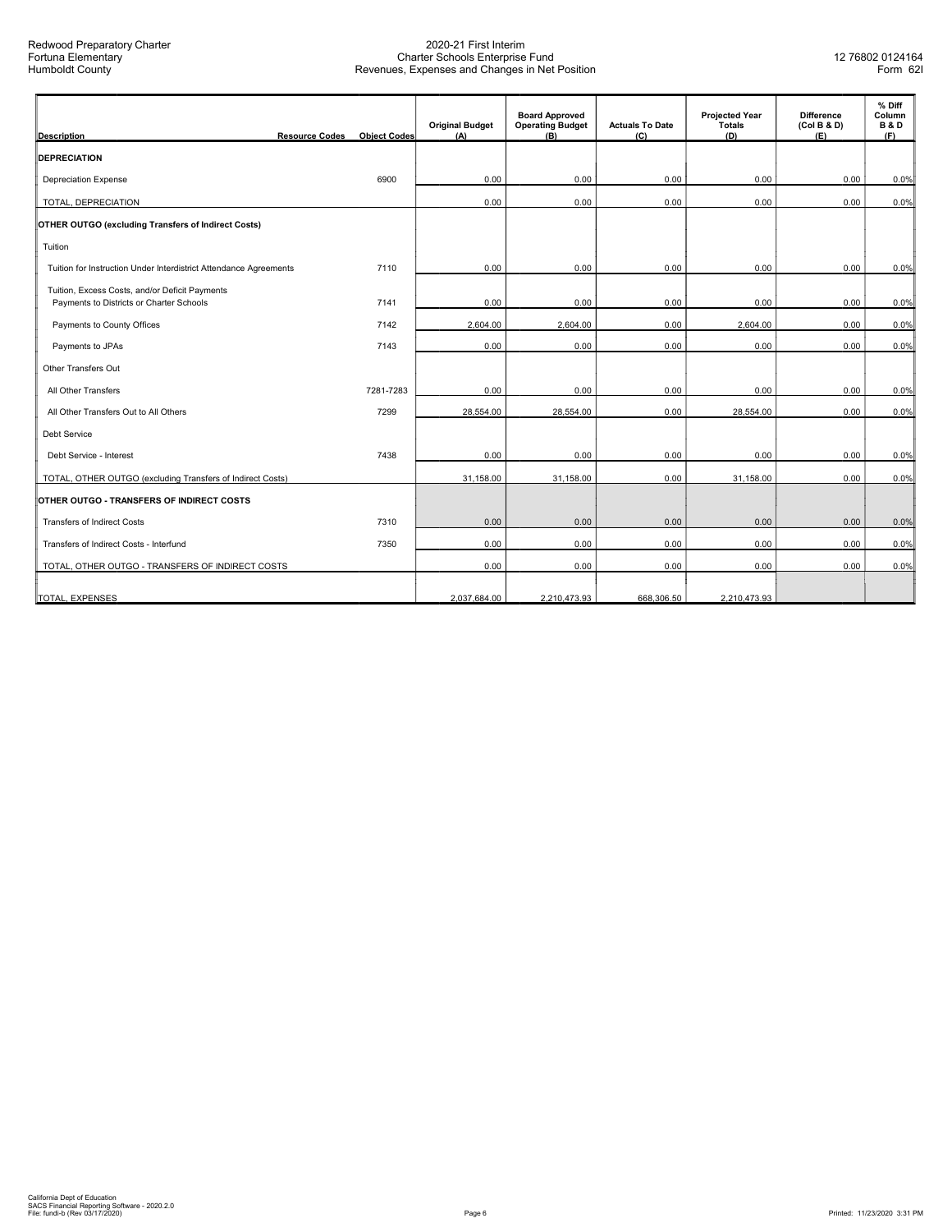| Description | Resource Codes | Object Codes | Original Budget (A) | Board Approved Operating Budget (B) | Actuals To Date (C) | Projected Year Totals (D) | Difference (Col B & D) (E) | % Diff Column B & D (F) |
|---|---|---|---|---|---|---|---|---|
| **DEPRECIATION** | | | | | | | | |
| Depreciation Expense | | 6900 | 0.00 | 0.00 | 0.00 | 0.00 | 0.00 | 0.0% |
| TOTAL, DEPRECIATION | | | 0.00 | 0.00 | 0.00 | 0.00 | 0.00 | 0.0% |
| **OTHER OUTGO (excluding Transfers of Indirect Costs)** | | | | | | | | |
| Tuition | | | | | | | | |
| Tuition for Instruction Under Interdistrict Attendance Agreements | | 7110 | 0.00 | 0.00 | 0.00 | 0.00 | 0.00 | 0.0% |
| Tuition, Excess Costs, and/or Deficit Payments Payments to Districts or Charter Schools | | 7141 | 0.00 | 0.00 | 0.00 | 0.00 | 0.00 | 0.0% |
| Payments to County Offices | | 7142 | 2,604.00 | 2,604.00 | 0.00 | 2,604.00 | 0.00 | 0.0% |
| Payments to JPAs | | 7143 | 0.00 | 0.00 | 0.00 | 0.00 | 0.00 | 0.0% |
| Other Transfers Out | | | | | | | | |
| All Other Transfers | | 7281-7283 | 0.00 | 0.00 | 0.00 | 0.00 | 0.00 | 0.0% |
| All Other Transfers Out to All Others | | 7299 | 28,554.00 | 28,554.00 | 0.00 | 28,554.00 | 0.00 | 0.0% |
| Debt Service | | | | | | | | |
| Debt Service - Interest | | 7438 | 0.00 | 0.00 | 0.00 | 0.00 | 0.00 | 0.0% |
| TOTAL, OTHER OUTGO (excluding Transfers of Indirect Costs) | | | 31,158.00 | 31,158.00 | 0.00 | 31,158.00 | 0.00 | 0.0% |
| **OTHER OUTGO - TRANSFERS OF INDIRECT COSTS** | | | | | | | | |
| Transfers of Indirect Costs | | 7310 | 0.00 | 0.00 | 0.00 | 0.00 | 0.00 | 0.0% |
| Transfers of Indirect Costs - Interfund | | 7350 | 0.00 | 0.00 | 0.00 | 0.00 | 0.00 | 0.0% |
| TOTAL, OTHER OUTGO - TRANSFERS OF INDIRECT COSTS | | | 0.00 | 0.00 | 0.00 | 0.00 | 0.00 | 0.0% |
| TOTAL, EXPENSES | | | 2,037,684.00 | 2,210,473.93 | 668,306.50 | 2,210,473.93 | | |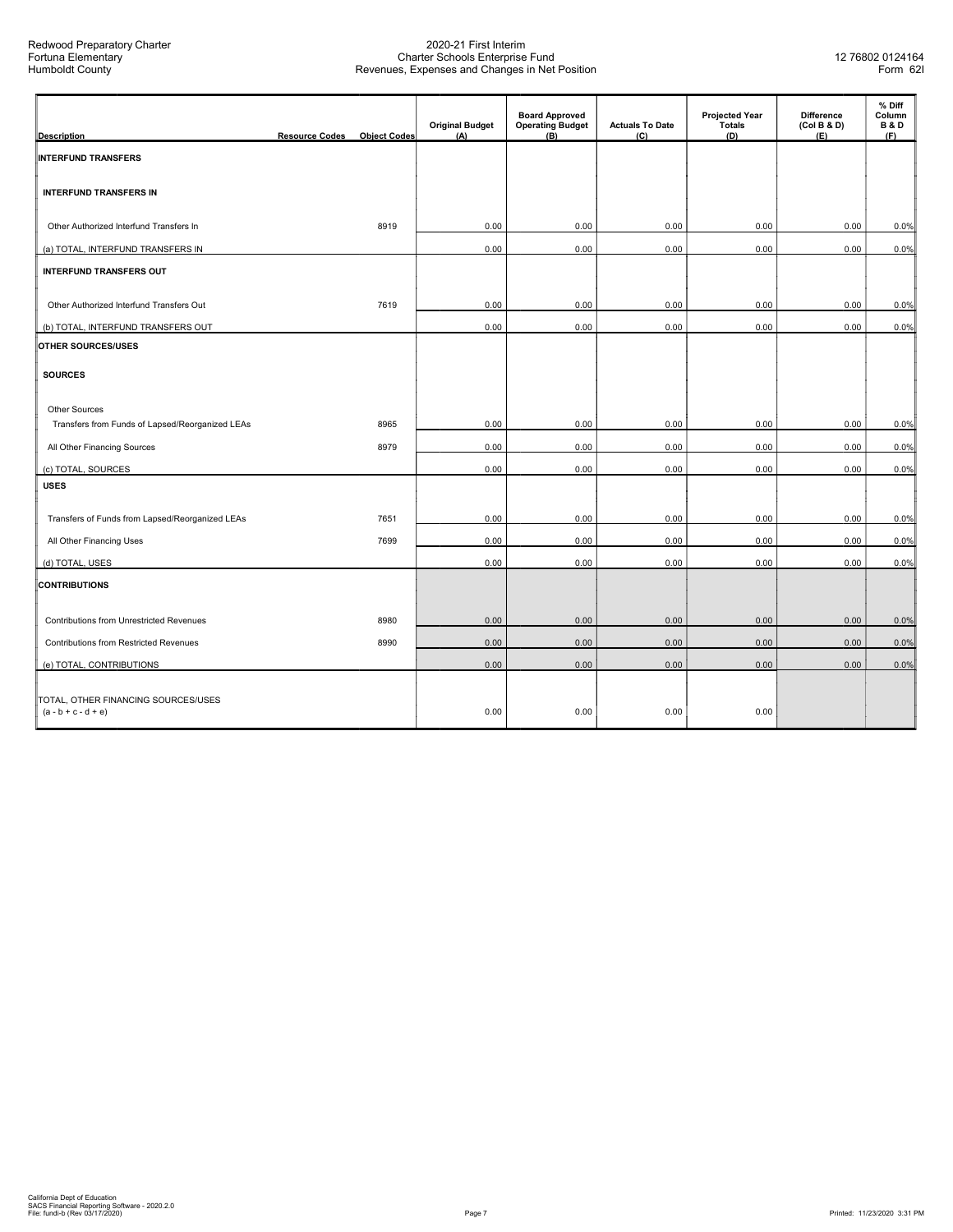Redwood Preparatory Charter
Fortuna Elementary
Humboldt County

2020-21 First Interim
Charter Schools Enterprise Fund
Revenues, Expenses and Changes in Net Position

12 76802 0124164
Form 62I

| Description | Resource Codes | Object Codes | Original Budget (A) | Board Approved Operating Budget (B) | Actuals To Date (C) | Projected Year Totals (D) | Difference (Col B & D) (E) | % Diff Column B & D (F) |
|---|---|---|---|---|---|---|---|---|
| **INTERFUND TRANSFERS** | | | | | | | | |
| **INTERFUND TRANSFERS IN** | | | | | | | | |
| Other Authorized Interfund Transfers In | | 8919 | 0.00 | 0.00 | 0.00 | 0.00 | 0.00 | 0.0% |
| (a) TOTAL, INTERFUND TRANSFERS IN | | | 0.00 | 0.00 | 0.00 | 0.00 | 0.00 | 0.0% |
| **INTERFUND TRANSFERS OUT** | | | | | | | | |
| Other Authorized Interfund Transfers Out | | 7619 | 0.00 | 0.00 | 0.00 | 0.00 | 0.00 | 0.0% |
| (b) TOTAL, INTERFUND TRANSFERS OUT | | | 0.00 | 0.00 | 0.00 | 0.00 | 0.00 | 0.0% |
| **OTHER SOURCES/USES** | | | | | | | | |
| **SOURCES** | | | | | | | | |
| Other Sources | | | | | | | | |
| Transfers from Funds of Lapsed/Reorganized LEAs | | 8965 | 0.00 | 0.00 | 0.00 | 0.00 | 0.00 | 0.0% |
| All Other Financing Sources | | 8979 | 0.00 | 0.00 | 0.00 | 0.00 | 0.00 | 0.0% |
| (c) TOTAL, SOURCES | | | 0.00 | 0.00 | 0.00 | 0.00 | 0.00 | 0.0% |
| **USES** | | | | | | | | |
| Transfers of Funds from Lapsed/Reorganized LEAs | | 7651 | 0.00 | 0.00 | 0.00 | 0.00 | 0.00 | 0.0% |
| All Other Financing Uses | | 7699 | 0.00 | 0.00 | 0.00 | 0.00 | 0.00 | 0.0% |
| (d) TOTAL, USES | | | 0.00 | 0.00 | 0.00 | 0.00 | 0.00 | 0.0% |
| **CONTRIBUTIONS** | | | | | | | | |
| Contributions from Unrestricted Revenues | | 8980 | 0.00 | 0.00 | 0.00 | 0.00 | 0.00 | 0.0% |
| Contributions from Restricted Revenues | | 8990 | 0.00 | 0.00 | 0.00 | 0.00 | 0.00 | 0.0% |
| (e) TOTAL, CONTRIBUTIONS | | | 0.00 | 0.00 | 0.00 | 0.00 | 0.00 | 0.0% |
| TOTAL, OTHER FINANCING SOURCES/USES (a - b + c - d + e) | | | 0.00 | 0.00 | 0.00 | 0.00 | | |

California Dept of Education
SACS Financial Reporting Software - 2020.2.0
File: fundi-b (Rev 03/17/2020)

Printed: 11/23/2020 3:31 PM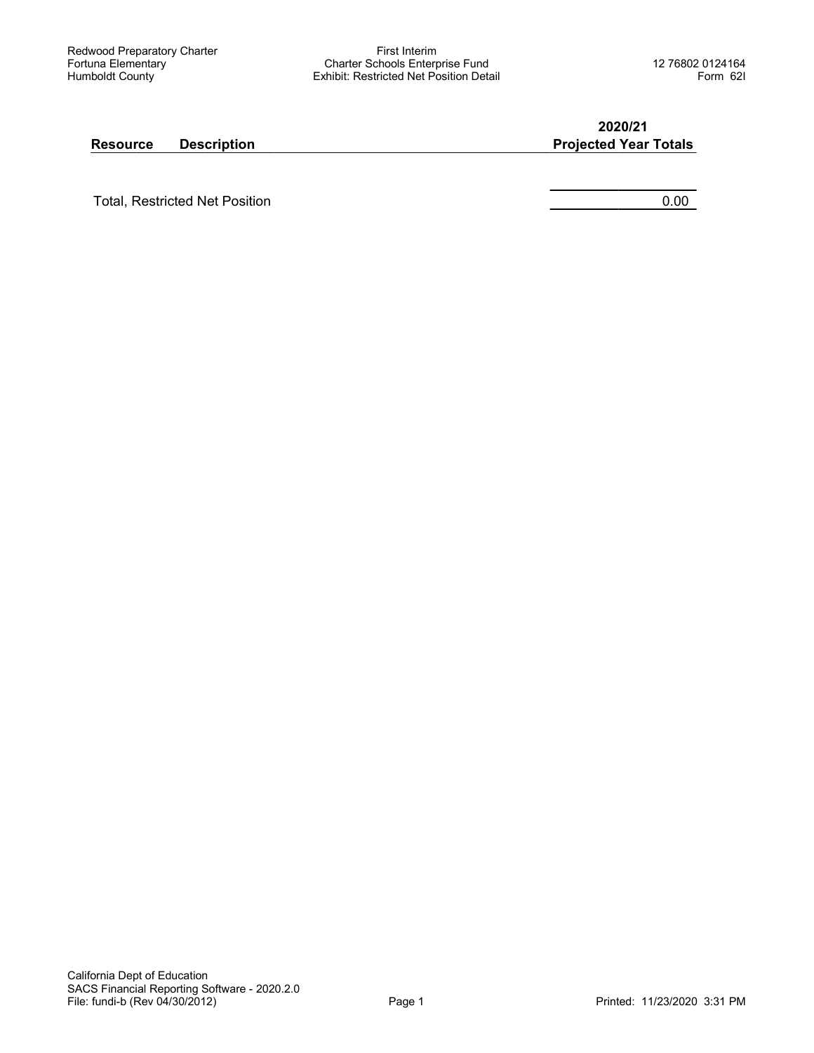| Resource | Description | 2020/21 Projected Year Totals |
|---|---|---|
| Total, Restricted Net Position | | 0.00 |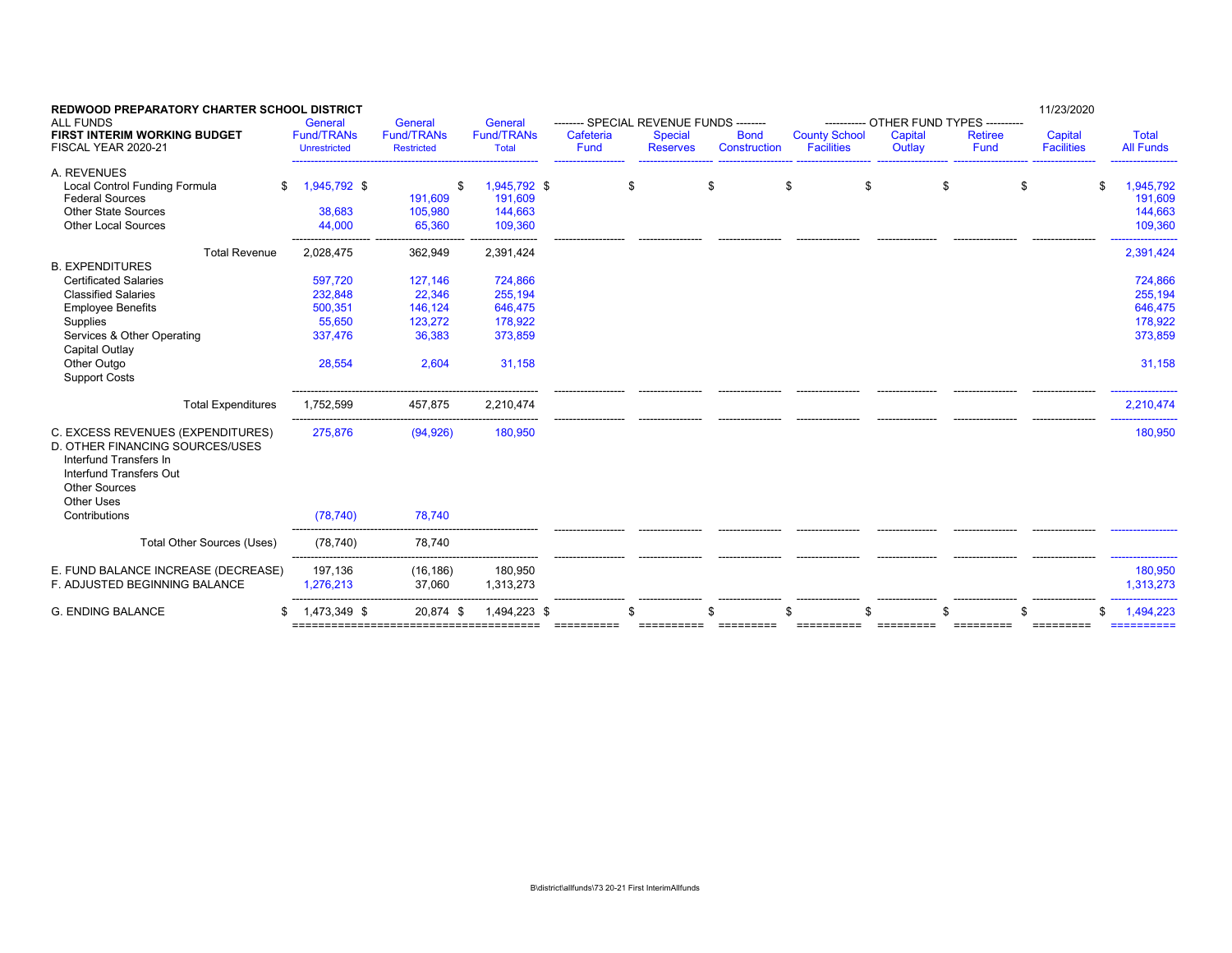**REDWOOD PREPARATORY CHARTER SCHOOL DISTRICT**

ALL FUNDS

**FIRST INTERIM WORKING BUDGET**

FISCAL YEAR 2020-21

11/23/2020

| | General Fund/TRANs Unrestricted | General Fund/TRANs Restricted | General Fund/TRANs Total | -------- SPECIAL REVENUE FUNDS -------- Cafeteria Fund | Special Reserves | Bond Construction | ---------- OTHER FUND TYPES ---------- County School Facilities | Capital Outlay | Retiree Fund | Capital Facilities | Total All Funds |
|---|---|---|---|---|---|---|---|---|---|---|---|
| A. REVENUES | | | | | | | | | | | |
| Local Control Funding Formula | $ 1,945,792 | $ | $ 1,945,792 | $ | $ | $ | $ | $ | $ | $ | $ 1,945,792 |
| Federal Sources | | 191,609 | 191,609 | | | | | | | | 191,609 |
| Other State Sources | 38,683 | 105,980 | 144,663 | | | | | | | | 144,663 |
| Other Local Sources | 44,000 | 65,360 | 109,360 | | | | | | | | 109,360 |
| Total Revenue | 2,028,475 | 362,949 | 2,391,424 | | | | | | | | 2,391,424 |
| B. EXPENDITURES | | | | | | | | | | | |
| Certificated Salaries | 597,720 | 127,146 | 724,866 | | | | | | | | 724,866 |
| Classified Salaries | 232,848 | 22,346 | 255,194 | | | | | | | | 255,194 |
| Employee Benefits | 500,351 | 146,124 | 646,475 | | | | | | | | 646,475 |
| Supplies | 55,650 | 123,272 | 178,922 | | | | | | | | 178,922 |
| Services & Other Operating | 337,476 | 36,383 | 373,859 | | | | | | | | 373,859 |
| Capital Outlay | | | | | | | | | | | |
| Other Outgo | 28,554 | 2,604 | 31,158 | | | | | | | | 31,158 |
| Support Costs | | | | | | | | | | | |
| Total Expenditures | 1,752,599 | 457,875 | 2,210,474 | | | | | | | | 2,210,474 |
| C. EXCESS REVENUES (EXPENDITURES) | 275,876 | (94,926) | 180,950 | | | | | | | | 180,950 |
| D. OTHER FINANCING SOURCES/USES | | | | | | | | | | | |
| Interfund Transfers In | | | | | | | | | | | |
| Interfund Transfers Out | | | | | | | | | | | |
| Other Sources | | | | | | | | | | | |
| Other Uses | | | | | | | | | | | |
| Contributions | (78,740) | 78,740 | | | | | | | | | |
| Total Other Sources (Uses) | (78,740) | 78,740 | | | | | | | | | |
| E. FUND BALANCE INCREASE (DECREASE) | 197,136 | (16,186) | 180,950 | | | | | | | | 180,950 |
| F. ADJUSTED BEGINNING BALANCE | 1,276,213 | 37,060 | 1,313,273 | | | | | | | | 1,313,273 |
| G. ENDING BALANCE | $ 1,473,349 | $ 20,874 | $ 1,494,223 | $ | $ | $ | $ | $ | $ | $ | $ 1,494,223 |

B\district\allfunds\73 20-21 First InterimAllfunds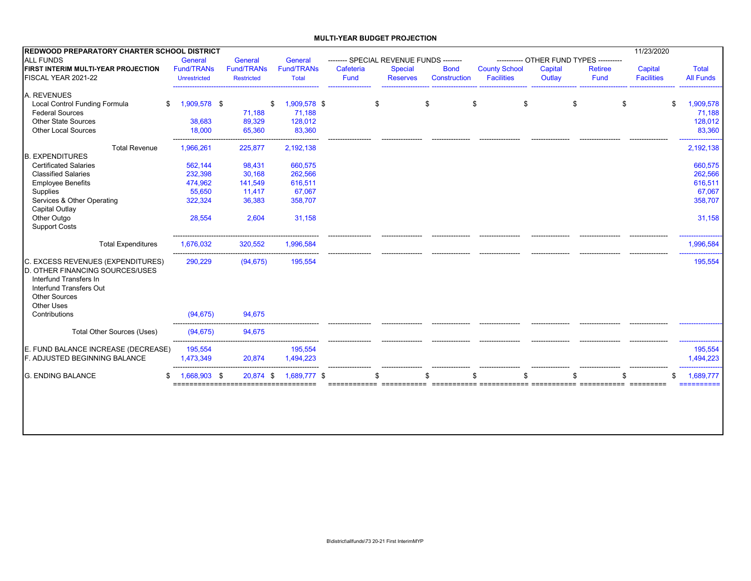## MULTI-YEAR BUDGET PROJECTION

| REDWOOD PREPARATORY CHARTER SCHOOL DISTRICT | | | | | | | | | | | 11/23/2020 | |
|---|---|---|---|---|---|---|---|---|---|---|---|---|
| ALL FUNDS | General | General | General | -------- SPECIAL REVENUE FUNDS -------- | | | ---------- OTHER FUND TYPES ---------- | | | | | |
| **FIRST INTERIM MULTI-YEAR PROJECTION** | Fund/TRANs | Fund/TRANs | Fund/TRANs | Cafeteria | Special | Bond | County School | Capital | Retiree | Capital | Total |
| FISCAL YEAR 2021-22 | Unrestricted | Restricted | Total | Fund | Reserves | Construction | Facilities | Outlay | Fund | Facilities | All Funds |
| A. REVENUES | | | | | | | | | | | |
| Local Control Funding Formula | $ 1,909,578 | $ | $ 1,909,578 | $ | $ | $ | $ | $ | $ | $ | $ 1,909,578 |
| Federal Sources | | 71,188 | 71,188 | | | | | | | | 71,188 |
| Other State Sources | 38,683 | 89,329 | 128,012 | | | | | | | | 128,012 |
| Other Local Sources | 18,000 | 65,360 | 83,360 | | | | | | | | 83,360 |
| Total Revenue | 1,966,261 | 225,877 | 2,192,138 | | | | | | | | 2,192,138 |
| B. EXPENDITURES | | | | | | | | | | | |
| Certificated Salaries | 562,144 | 98,431 | 660,575 | | | | | | | | 660,575 |
| Classified Salaries | 232,398 | 30,168 | 262,566 | | | | | | | | 262,566 |
| Employee Benefits | 474,962 | 141,549 | 616,511 | | | | | | | | 616,511 |
| Supplies | 55,650 | 11,417 | 67,067 | | | | | | | | 67,067 |
| Services & Other Operating | 322,324 | 36,383 | 358,707 | | | | | | | | 358,707 |
| Capital Outlay | | | | | | | | | | | |
| Other Outgo | 28,554 | 2,604 | 31,158 | | | | | | | | 31,158 |
| Support Costs | | | | | | | | | | | |
| Total Expenditures | 1,676,032 | 320,552 | 1,996,584 | | | | | | | | 1,996,584 |
| C. EXCESS REVENUES (EXPENDITURES) | 290,229 | (94,675) | 195,554 | | | | | | | | 195,554 |
| D. OTHER FINANCING SOURCES/USES | | | | | | | | | | | |
| Interfund Transfers In | | | | | | | | | | | |
| Interfund Transfers Out | | | | | | | | | | | |
| Other Sources | | | | | | | | | | | |
| Other Uses | | | | | | | | | | | |
| Contributions | (94,675) | 94,675 | | | | | | | | | |
| Total Other Sources (Uses) | (94,675) | 94,675 | | | | | | | | | |
| E. FUND BALANCE INCREASE (DECREASE) | 195,554 | | 195,554 | | | | | | | | 195,554 |
| F. ADJUSTED BEGINNING BALANCE | 1,473,349 | 20,874 | 1,494,223 | | | | | | | | 1,494,223 |
| G. ENDING BALANCE | $ 1,668,903 | $ 20,874 | $ 1,689,777 | $ | $ | $ | $ | $ | $ | $ | $ 1,689,777 |

B\district\allfunds\73 20-21 First InterimMYP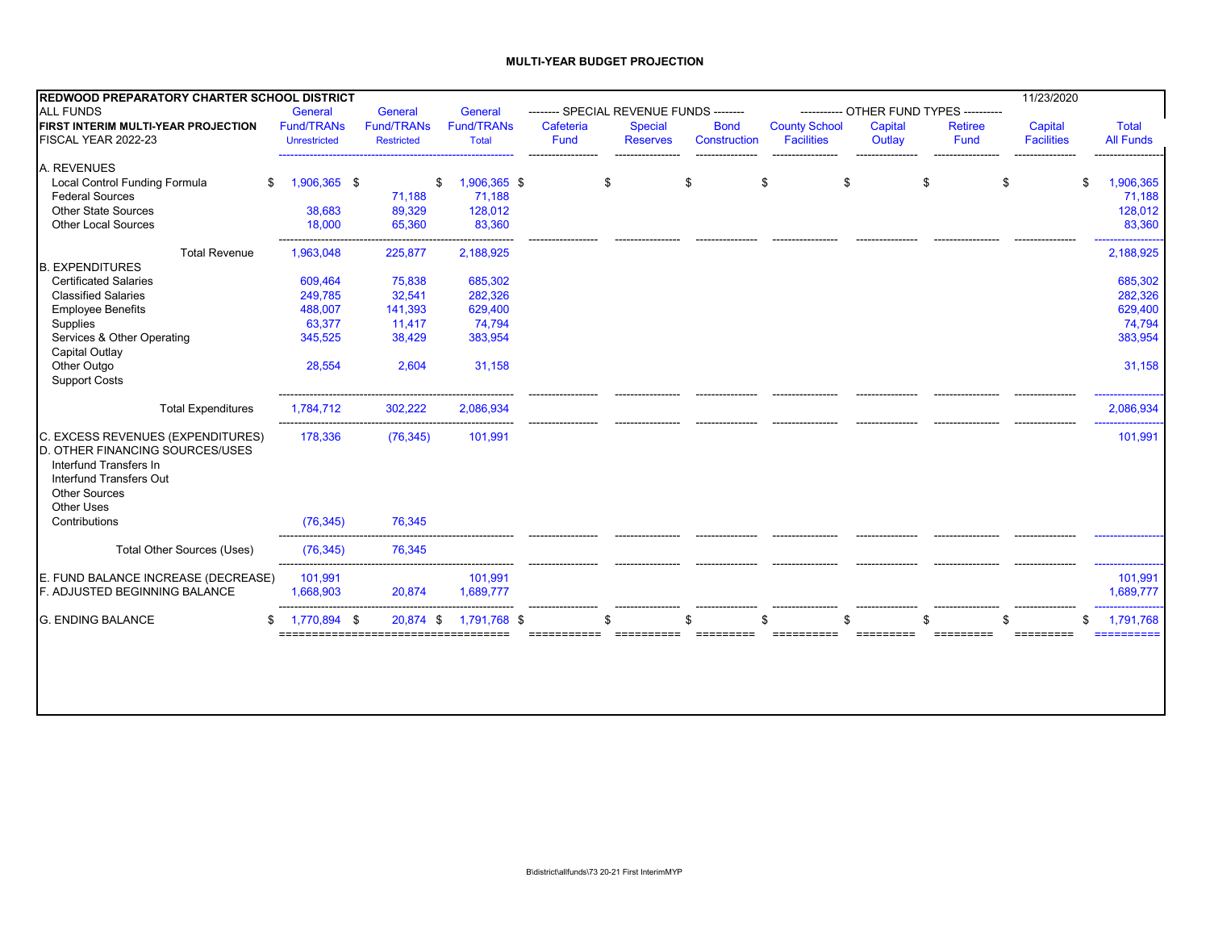# MULTI-YEAR BUDGET PROJECTION

| REDWOOD PREPARATORY CHARTER SCHOOL DISTRICT | | | | | | | | | | | 11/23/2020 | |
|---|---|---|---|---|---|---|---|---|---|---|---|---|
| ALL FUNDS | General | General | General | -------- SPECIAL REVENUE FUNDS -------- | | | | ----------- OTHER FUND TYPES ---------- | | | | |
| FIRST INTERIM MULTI-YEAR PROJECTION | Fund/TRANs | Fund/TRANs | Fund/TRANs | Cafeteria | Special | Bond | County School | Capital | Retiree | Capital | Total |
| FISCAL YEAR 2022-23 | Unrestricted | Restricted | Total | Fund | Reserves | Construction | Facilities | Outlay | Fund | Facilities | All Funds |
| A. REVENUES | | | | | | | | | | | |
| Local Control Funding Formula | $ 1,906,365 | $ | $ 1,906,365 | $ | $ | $ | $ | $ | $ | $ | $ 1,906,365 |
| Federal Sources | | 71,188 | 71,188 | | | | | | | | 71,188 |
| Other State Sources | 38,683 | 89,329 | 128,012 | | | | | | | | 128,012 |
| Other Local Sources | 18,000 | 65,360 | 83,360 | | | | | | | | 83,360 |
| Total Revenue | 1,963,048 | 225,877 | 2,188,925 | | | | | | | | 2,188,925 |
| B. EXPENDITURES | | | | | | | | | | | |
| Certificated Salaries | 609,464 | 75,838 | 685,302 | | | | | | | | 685,302 |
| Classified Salaries | 249,785 | 32,541 | 282,326 | | | | | | | | 282,326 |
| Employee Benefits | 488,007 | 141,393 | 629,400 | | | | | | | | 629,400 |
| Supplies | 63,377 | 11,417 | 74,794 | | | | | | | | 74,794 |
| Services & Other Operating | 345,525 | 38,429 | 383,954 | | | | | | | | 383,954 |
| Capital Outlay | | | | | | | | | | | |
| Other Outgo | 28,554 | 2,604 | 31,158 | | | | | | | | 31,158 |
| Support Costs | | | | | | | | | | | |
| Total Expenditures | 1,784,712 | 302,222 | 2,086,934 | | | | | | | | 2,086,934 |
| C. EXCESS REVENUES (EXPENDITURES) | 178,336 | (76,345) | 101,991 | | | | | | | | 101,991 |
| D. OTHER FINANCING SOURCES/USES | | | | | | | | | | | |
| Interfund Transfers In | | | | | | | | | | | |
| Interfund Transfers Out | | | | | | | | | | | |
| Other Sources | | | | | | | | | | | |
| Other Uses | | | | | | | | | | | |
| Contributions | (76,345) | 76,345 | | | | | | | | | |
| Total Other Sources (Uses) | (76,345) | 76,345 | | | | | | | | | |
| E. FUND BALANCE INCREASE (DECREASE) | 101,991 | | 101,991 | | | | | | | | 101,991 |
| F. ADJUSTED BEGINNING BALANCE | 1,668,903 | 20,874 | 1,689,777 | | | | | | | | 1,689,777 |
| G. ENDING BALANCE | $ 1,770,894 | $ 20,874 | $ 1,791,768 | $ | $ | $ | $ | $ | $ | $ | $ 1,791,768 |

B\district\allfunds\73 20-21 First InterimMYP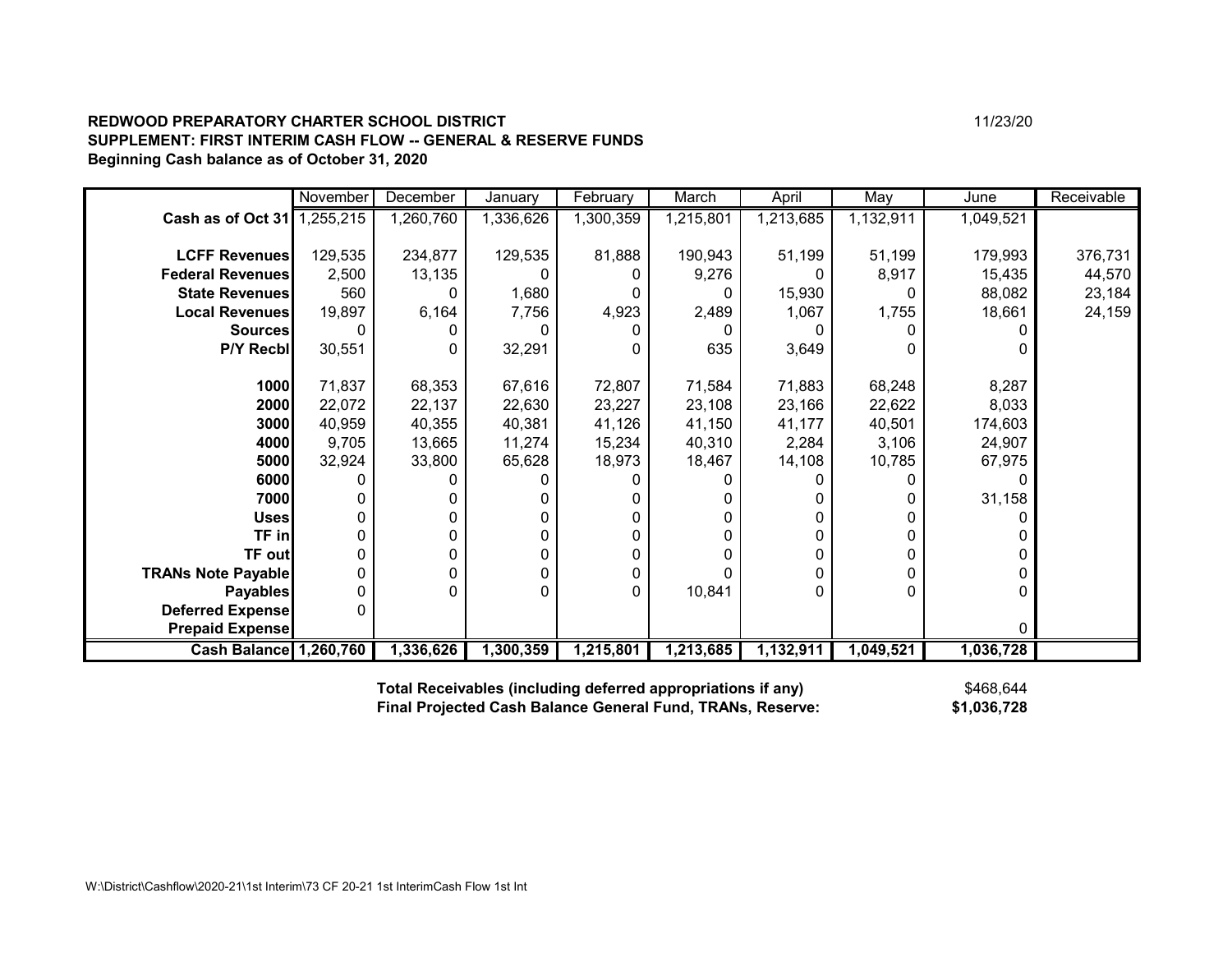**REDWOOD PREPARATORY CHARTER SCHOOL DISTRICT**
**SUPPLEMENT: FIRST INTERIM CASH FLOW -- GENERAL & RESERVE FUNDS**
**Beginning Cash balance as of October 31, 2020**

11/23/20

| | November | December | January | February | March | April | May | June | Receivable |
|---|---|---|---|---|---|---|---|---|---|
| **Cash as of Oct 31** | 1,255,215 | 1,260,760 | 1,336,626 | 1,300,359 | 1,215,801 | 1,213,685 | 1,132,911 | 1,049,521 | |
| | | | | | | | | | |
| **LCFF Revenues** | 129,535 | 234,877 | 129,535 | 81,888 | 190,943 | 51,199 | 51,199 | 179,993 | 376,731 |
| **Federal Revenues** | 2,500 | 13,135 | 0 | 0 | 9,276 | 0 | 8,917 | 15,435 | 44,570 |
| **State Revenues** | 560 | 0 | 1,680 | 0 | 0 | 15,930 | 0 | 88,082 | 23,184 |
| **Local Revenues** | 19,897 | 6,164 | 7,756 | 4,923 | 2,489 | 1,067 | 1,755 | 18,661 | 24,159 |
| **Sources** | 0 | 0 | 0 | 0 | 0 | 0 | 0 | 0 | |
| **P/Y Recbl** | 30,551 | 0 | 32,291 | 0 | 635 | 3,649 | 0 | 0 | |
| | | | | | | | | | |
| **1000** | 71,837 | 68,353 | 67,616 | 72,807 | 71,584 | 71,883 | 68,248 | 8,287 | |
| **2000** | 22,072 | 22,137 | 22,630 | 23,227 | 23,108 | 23,166 | 22,622 | 8,033 | |
| **3000** | 40,959 | 40,355 | 40,381 | 41,126 | 41,150 | 41,177 | 40,501 | 174,603 | |
| **4000** | 9,705 | 13,665 | 11,274 | 15,234 | 40,310 | 2,284 | 3,106 | 24,907 | |
| **5000** | 32,924 | 33,800 | 65,628 | 18,973 | 18,467 | 14,108 | 10,785 | 67,975 | |
| **6000** | 0 | 0 | 0 | 0 | 0 | 0 | 0 | 0 | |
| **7000** | 0 | 0 | 0 | 0 | 0 | 0 | 0 | 31,158 | |
| **Uses** | 0 | 0 | 0 | 0 | 0 | 0 | 0 | 0 | |
| **TF in** | 0 | 0 | 0 | 0 | 0 | 0 | 0 | 0 | |
| **TF out** | 0 | 0 | 0 | 0 | 0 | 0 | 0 | 0 | |
| **TRANs Note Payable** | 0 | 0 | 0 | 0 | 0 | 0 | 0 | 0 | |
| **Payables** | 0 | 0 | 0 | 0 | 10,841 | 0 | 0 | 0 | |
| **Deferred Expense** | 0 | | | | | | | | |
| **Prepaid Expense** | | | | | | | | 0 | |
| **Cash Balance** | **1,260,760** | **1,336,626** | **1,300,359** | **1,215,801** | **1,213,685** | **1,132,911** | **1,049,521** | **1,036,728** | |

**Total Receivables (including deferred appropriations if any)** $468,644

**Final Projected Cash Balance General Fund, TRANs, Reserve:** **$1,036,728**

W:\District\Cashflow\2020-21\1st Interim\73 CF 20-21 1st InterimCash Flow 1st Int